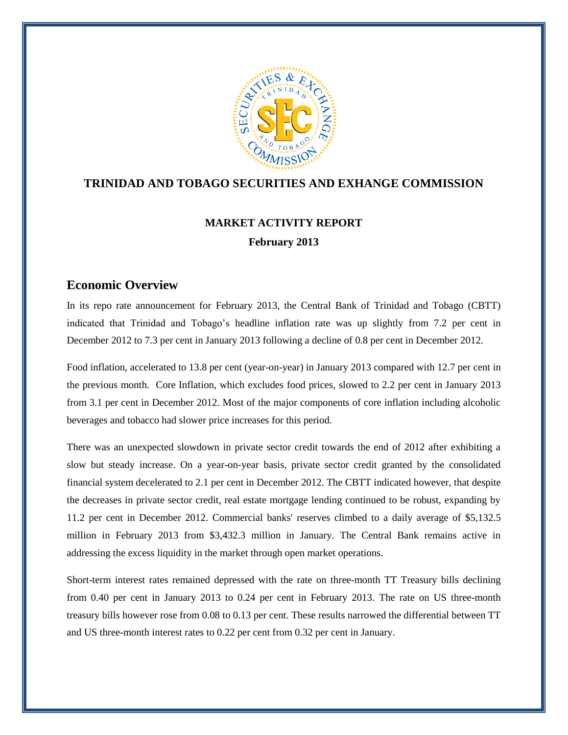# TRINIDAD AND TOBAGO SECURITIES AND EXHANGE COMMISSION

## MARKET ACTIVITY REPORT

**February 2013**

## Economic Overview

In its repo rate announcement for February 2013, the Central Bank of Trinidad and Tobago (CBTT) indicated that Trinidad and Tobago's headline inflation rate was up slightly from 7.2 per cent in December 2012 to 7.3 per cent in January 2013 following a decline of 0.8 per cent in December 2012.

Food inflation, accelerated to 13.8 per cent (year-on-year) in January 2013 compared with 12.7 per cent in the previous month. Core Inflation, which excludes food prices, slowed to 2.2 per cent in January 2013 from 3.1 per cent in December 2012. Most of the major components of core inflation including alcoholic beverages and tobacco had slower price increases for this period.

There was an unexpected slowdown in private sector credit towards the end of 2012 after exhibiting a slow but steady increase. On a year-on-year basis, private sector credit granted by the consolidated financial system decelerated to 2.1 per cent in December 2012. The CBTT indicated however, that despite the decreases in private sector credit, real estate mortgage lending continued to be robust, expanding by 11.2 per cent in December 2012. Commercial banks' reserves climbed to a daily average of $5,132.5 million in February 2013 from $3,432.3 million in January. The Central Bank remains active in addressing the excess liquidity in the market through open market operations.

Short-term interest rates remained depressed with the rate on three-month TT Treasury bills declining from 0.40 per cent in January 2013 to 0.24 per cent in February 2013. The rate on US three-month treasury bills however rose from 0.08 to 0.13 per cent. These results narrowed the differential between TT and US three-month interest rates to 0.22 per cent from 0.32 per cent in January.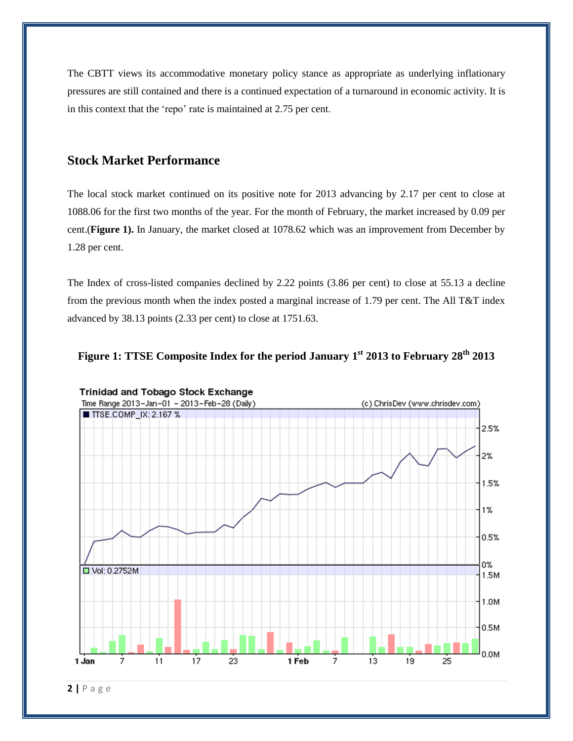The CBTT views its accommodative monetary policy stance as appropriate as underlying inflationary pressures are still contained and there is a continued expectation of a turnaround in economic activity. It is in this context that the 'repo' rate is maintained at 2.75 per cent.

## Stock Market Performance

The local stock market continued on its positive note for 2013 advancing by 2.17 per cent to close at 1088.06 for the first two months of the year. For the month of February, the market increased by 0.09 per cent.(**Figure 1).** In January, the market closed at 1078.62 which was an improvement from December by 1.28 per cent.

The Index of cross-listed companies declined by 2.22 points (3.86 per cent) to close at 55.13 a decline from the previous month when the index posted a marginal increase of 1.79 per cent. The All T&T index advanced by 38.13 points (2.33 per cent) to close at 1751.63.

**Figure 1: TTSE Composite Index for the period January 1st 2013 to February 28th 2013**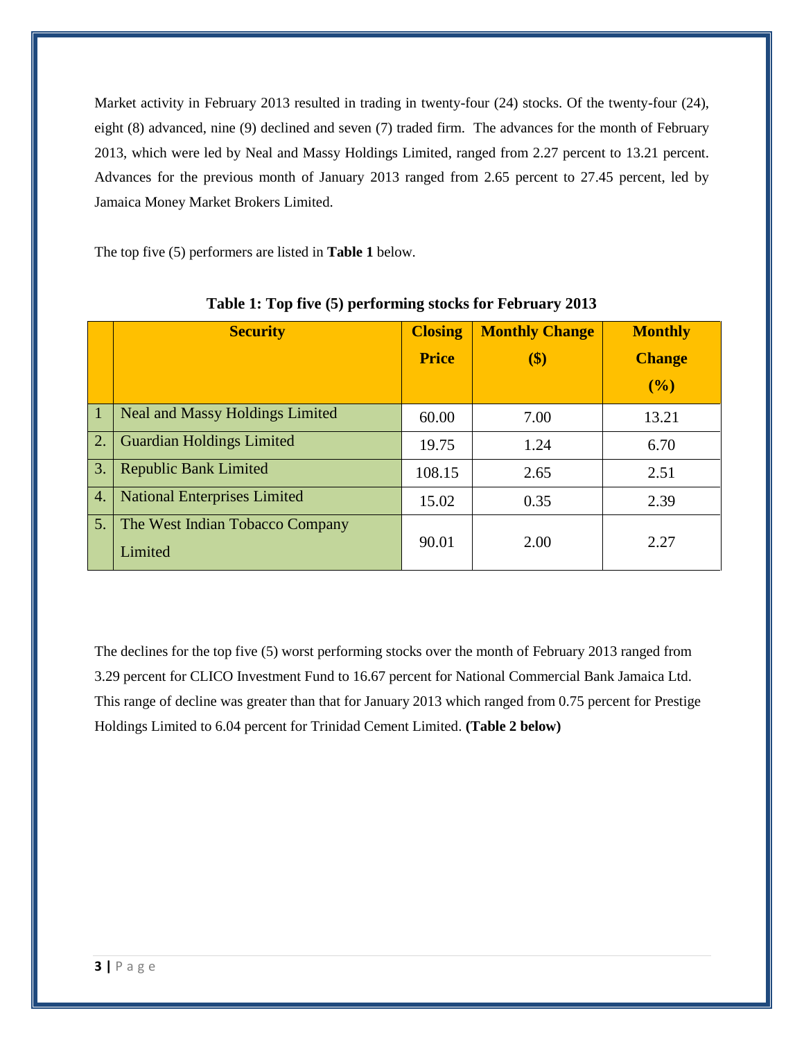Market activity in February 2013 resulted in trading in twenty-four (24) stocks. Of the twenty-four (24), eight (8) advanced, nine (9) declined and seven (7) traded firm. The advances for the month of February 2013, which were led by Neal and Massy Holdings Limited, ranged from 2.27 percent to 13.21 percent. Advances for the previous month of January 2013 ranged from 2.65 percent to 27.45 percent, led by Jamaica Money Market Brokers Limited.

The top five (5) performers are listed in **Table 1** below.

**Table 1: Top five (5) performing stocks for February 2013**

| | Security | Closing Price | Monthly Change ($) | Monthly Change (%) |
|---|---|---|---|---|
| 1 | Neal and Massy Holdings Limited | 60.00 | 7.00 | 13.21 |
| 2. | Guardian Holdings Limited | 19.75 | 1.24 | 6.70 |
| 3. | Republic Bank Limited | 108.15 | 2.65 | 2.51 |
| 4. | National Enterprises Limited | 15.02 | 0.35 | 2.39 |
| 5. | The West Indian Tobacco Company Limited | 90.01 | 2.00 | 2.27 |

The declines for the top five (5) worst performing stocks over the month of February 2013 ranged from 3.29 percent for CLICO Investment Fund to 16.67 percent for National Commercial Bank Jamaica Ltd. This range of decline was greater than that for January 2013 which ranged from 0.75 percent for Prestige Holdings Limited to 6.04 percent for Trinidad Cement Limited. **(Table 2 below)**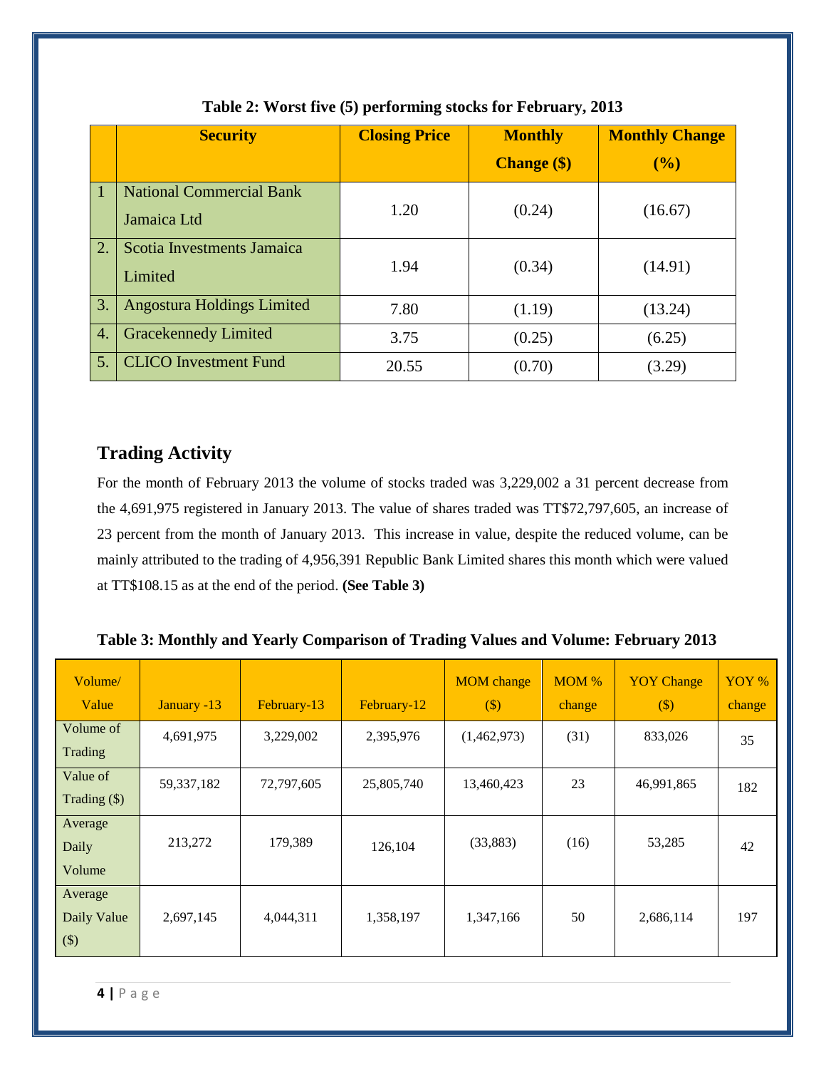**Table 2: Worst five (5) performing stocks for February, 2013**

| | Security | Closing Price | Monthly Change ($) | Monthly Change (%) |
|---|---|---|---|---|
| 1 | National Commercial Bank Jamaica Ltd | 1.20 | (0.24) | (16.67) |
| 2. | Scotia Investments Jamaica Limited | 1.94 | (0.34) | (14.91) |
| 3. | Angostura Holdings Limited | 7.80 | (1.19) | (13.24) |
| 4. | Gracekennedy Limited | 3.75 | (0.25) | (6.25) |
| 5. | CLICO Investment Fund | 20.55 | (0.70) | (3.29) |

## Trading Activity

For the month of February 2013 the volume of stocks traded was 3,229,002 a 31 percent decrease from the 4,691,975 registered in January 2013. The value of shares traded was TT$72,797,605, an increase of 23 percent from the month of January 2013. This increase in value, despite the reduced volume, can be mainly attributed to the trading of 4,956,391 Republic Bank Limited shares this month which were valued at TT$108.15 as at the end of the period. **(See Table 3)**

**Table 3: Monthly and Yearly Comparison of Trading Values and Volume: February 2013**

| Volume/ Value | January -13 | February-13 | February-12 | MOM change ($) | MOM % change | YOY Change ($) | YOY % change |
|---|---|---|---|---|---|---|---|
| Volume of Trading | 4,691,975 | 3,229,002 | 2,395,976 | (1,462,973) | (31) | 833,026 | 35 |
| Value of Trading ($) | 59,337,182 | 72,797,605 | 25,805,740 | 13,460,423 | 23 | 46,991,865 | 182 |
| Average Daily Volume | 213,272 | 179,389 | 126,104 | (33,883) | (16) | 53,285 | 42 |
| Average Daily Value ($) | 2,697,145 | 4,044,311 | 1,358,197 | 1,347,166 | 50 | 2,686,114 | 197 |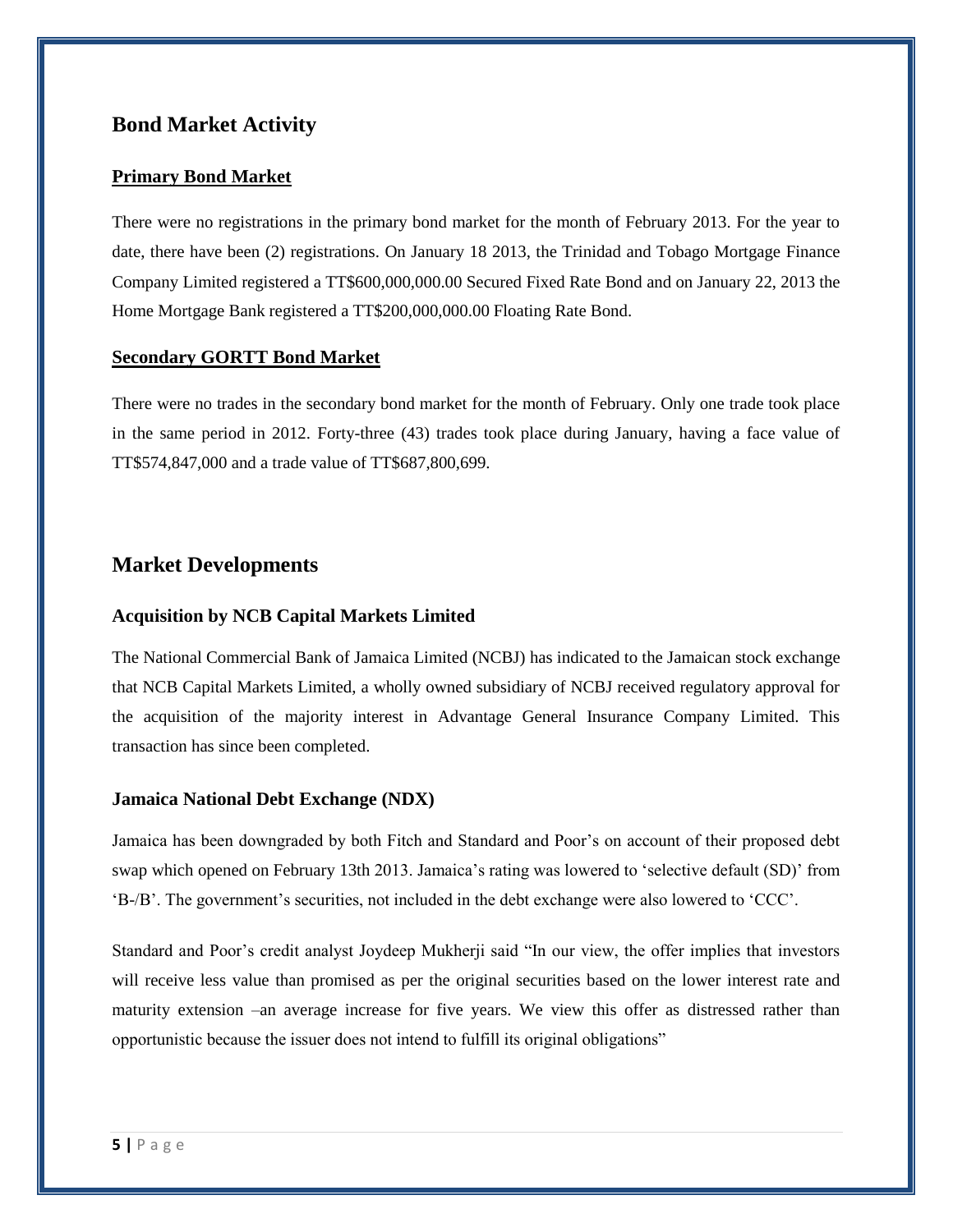## Bond Market Activity

### Primary Bond Market

There were no registrations in the primary bond market for the month of February 2013. For the year to date, there have been (2) registrations. On January 18 2013, the Trinidad and Tobago Mortgage Finance Company Limited registered a TT$600,000,000.00 Secured Fixed Rate Bond and on January 22, 2013 the Home Mortgage Bank registered a TT$200,000,000.00 Floating Rate Bond.

### Secondary GORTT Bond Market

There were no trades in the secondary bond market for the month of February. Only one trade took place in the same period in 2012. Forty-three (43) trades took place during January, having a face value of TT$574,847,000 and a trade value of TT$687,800,699.

## Market Developments

### Acquisition by NCB Capital Markets Limited

The National Commercial Bank of Jamaica Limited (NCBJ) has indicated to the Jamaican stock exchange that NCB Capital Markets Limited, a wholly owned subsidiary of NCBJ received regulatory approval for the acquisition of the majority interest in Advantage General Insurance Company Limited. This transaction has since been completed.

### Jamaica National Debt Exchange (NDX)

Jamaica has been downgraded by both Fitch and Standard and Poor's on account of their proposed debt swap which opened on February 13th 2013. Jamaica's rating was lowered to 'selective default (SD)' from 'B-/B'. The government's securities, not included in the debt exchange were also lowered to 'CCC'.

Standard and Poor's credit analyst Joydeep Mukherji said "In our view, the offer implies that investors will receive less value than promised as per the original securities based on the lower interest rate and maturity extension –an average increase for five years. We view this offer as distressed rather than opportunistic because the issuer does not intend to fulfill its original obligations"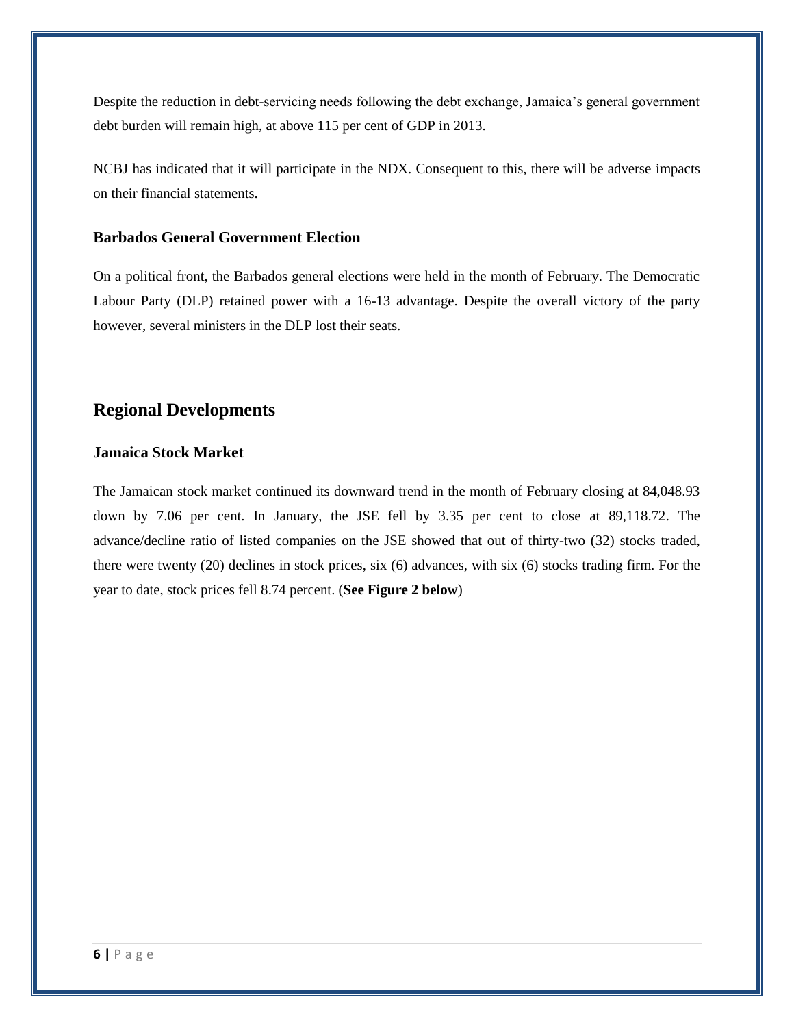Despite the reduction in debt-servicing needs following the debt exchange, Jamaica's general government debt burden will remain high, at above 115 per cent of GDP in 2013.

NCBJ has indicated that it will participate in the NDX. Consequent to this, there will be adverse impacts on their financial statements.

### Barbados General Government Election

On a political front, the Barbados general elections were held in the month of February. The Democratic Labour Party (DLP) retained power with a 16-13 advantage. Despite the overall victory of the party however, several ministers in the DLP lost their seats.

## Regional Developments

### Jamaica Stock Market

The Jamaican stock market continued its downward trend in the month of February closing at 84,048.93 down by 7.06 per cent. In January, the JSE fell by 3.35 per cent to close at 89,118.72. The advance/decline ratio of listed companies on the JSE showed that out of thirty-two (32) stocks traded, there were twenty (20) declines in stock prices, six (6) advances, with six (6) stocks trading firm. For the year to date, stock prices fell 8.74 percent. (**See Figure 2 below**)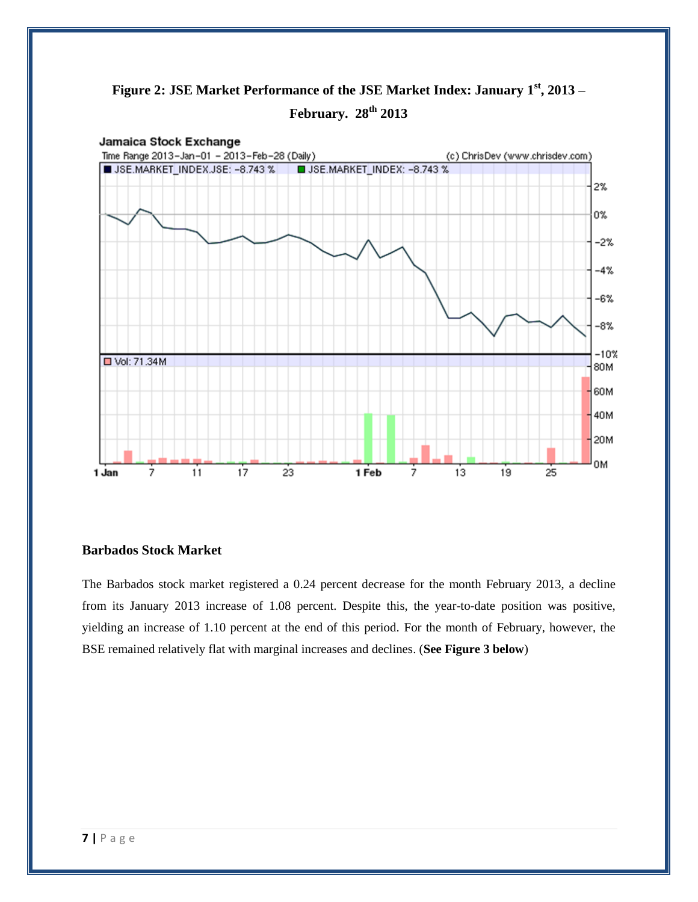**Figure 2: JSE Market Performance of the JSE Market Index: January 1st, 2013 – February. 28th 2013**

### Barbados Stock Market

The Barbados stock market registered a 0.24 percent decrease for the month February 2013, a decline from its January 2013 increase of 1.08 percent. Despite this, the year-to-date position was positive, yielding an increase of 1.10 percent at the end of this period. For the month of February, however, the BSE remained relatively flat with marginal increases and declines. (**See Figure 3 below**)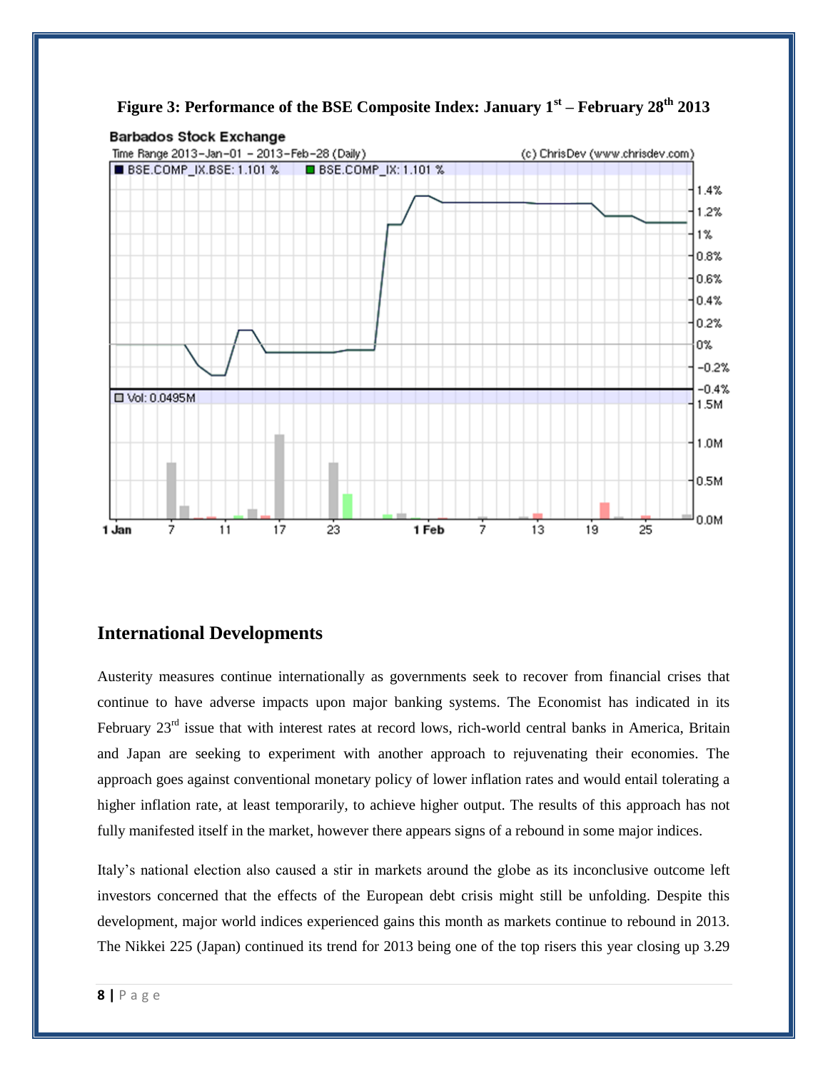**Figure 3: Performance of the BSE Composite Index: January 1st – February 28th 2013**

## International Developments

Austerity measures continue internationally as governments seek to recover from financial crises that continue to have adverse impacts upon major banking systems. The Economist has indicated in its February 23rd issue that with interest rates at record lows, rich-world central banks in America, Britain and Japan are seeking to experiment with another approach to rejuvenating their economies. The approach goes against conventional monetary policy of lower inflation rates and would entail tolerating a higher inflation rate, at least temporarily, to achieve higher output. The results of this approach has not fully manifested itself in the market, however there appears signs of a rebound in some major indices.

Italy's national election also caused a stir in markets around the globe as its inconclusive outcome left investors concerned that the effects of the European debt crisis might still be unfolding. Despite this development, major world indices experienced gains this month as markets continue to rebound in 2013. The Nikkei 225 (Japan) continued its trend for 2013 being one of the top risers this year closing up 3.29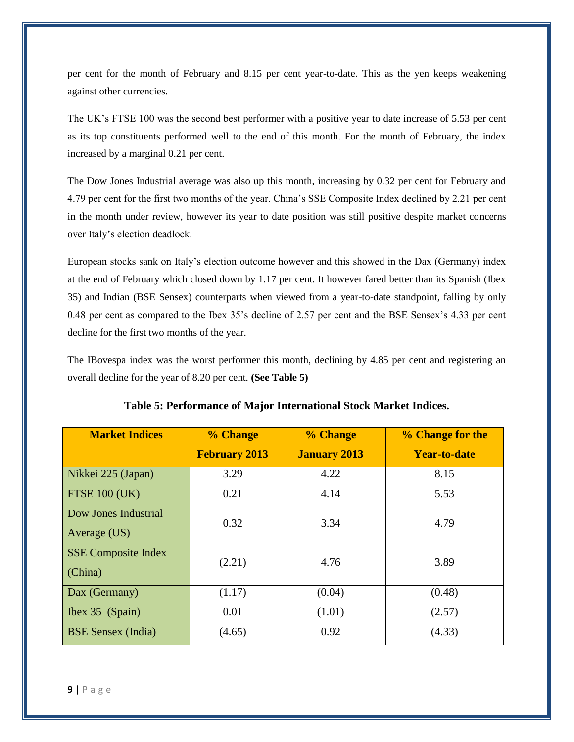per cent for the month of February and 8.15 per cent year-to-date. This as the yen keeps weakening against other currencies.

The UK's FTSE 100 was the second best performer with a positive year to date increase of 5.53 per cent as its top constituents performed well to the end of this month. For the month of February, the index increased by a marginal 0.21 per cent.

The Dow Jones Industrial average was also up this month, increasing by 0.32 per cent for February and 4.79 per cent for the first two months of the year. China's SSE Composite Index declined by 2.21 per cent in the month under review, however its year to date position was still positive despite market concerns over Italy's election deadlock.

European stocks sank on Italy's election outcome however and this showed in the Dax (Germany) index at the end of February which closed down by 1.17 per cent. It however fared better than its Spanish (Ibex 35) and Indian (BSE Sensex) counterparts when viewed from a year-to-date standpoint, falling by only 0.48 per cent as compared to the Ibex 35's decline of 2.57 per cent and the BSE Sensex's 4.33 per cent decline for the first two months of the year.

The IBovespa index was the worst performer this month, declining by 4.85 per cent and registering an overall decline for the year of 8.20 per cent. **(See Table 5)**

**Table 5: Performance of Major International Stock Market Indices.**

| Market Indices | % Change February 2013 | % Change January 2013 | % Change for the Year-to-date |
|---|---|---|---|
| Nikkei 225 (Japan) | 3.29 | 4.22 | 8.15 |
| FTSE 100 (UK) | 0.21 | 4.14 | 5.53 |
| Dow Jones Industrial Average (US) | 0.32 | 3.34 | 4.79 |
| SSE Composite Index (China) | (2.21) | 4.76 | 3.89 |
| Dax (Germany) | (1.17) | (0.04) | (0.48) |
| Ibex 35 (Spain) | 0.01 | (1.01) | (2.57) |
| BSE Sensex (India) | (4.65) | 0.92 | (4.33) |